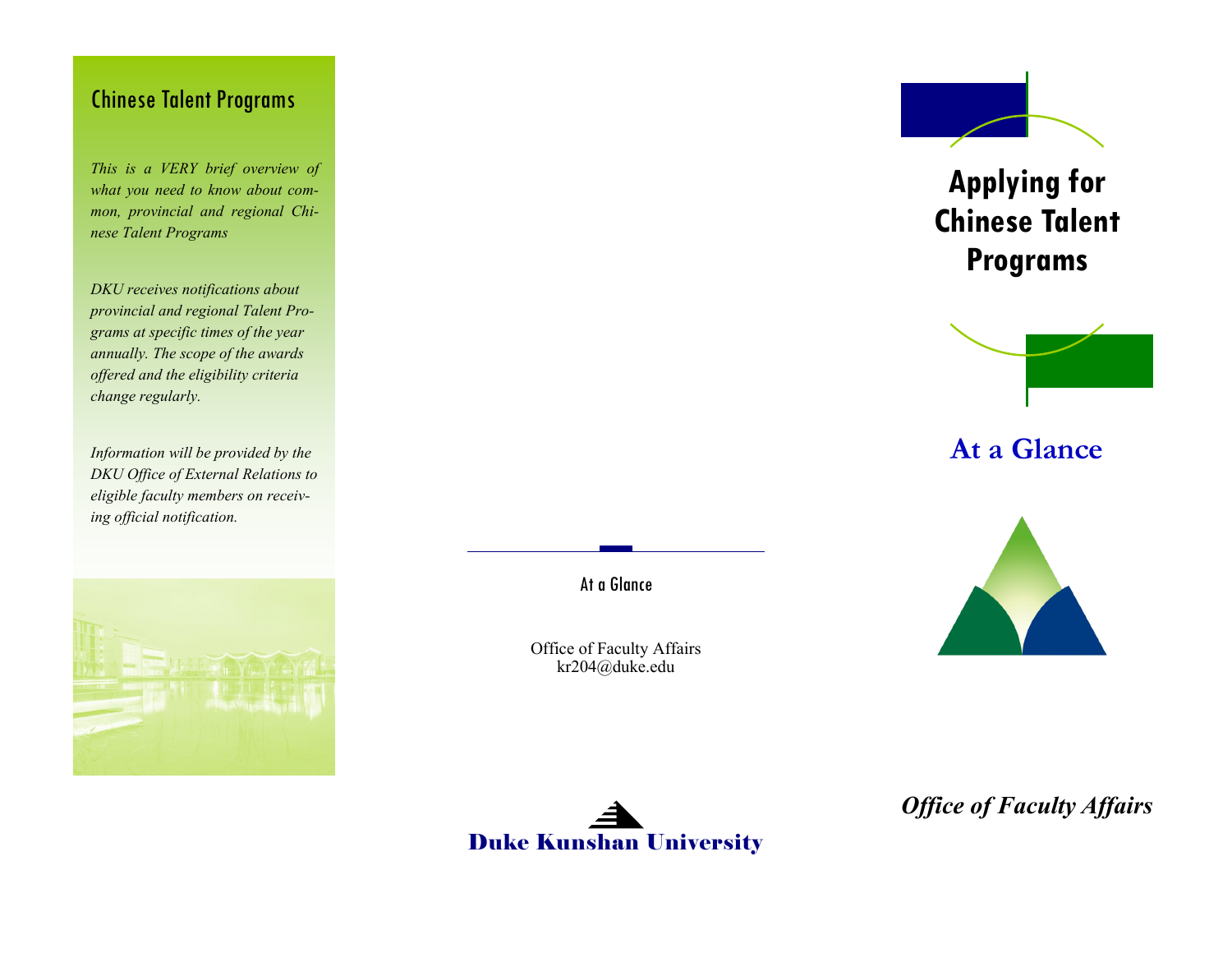## Chinese Talent Programs

*This is a VERY brief overview of what you need to know about common, provincial and regional Chinese Talent Programs*

*DKU receives notifications about provincial and regional Talent Programs at specific times of the year annually. The scope of the awards offered and the eligibility criteria change regularly.*

*Information will be provided by the DKU Office of External Relations to eligible faculty members on receiving official notification.*

At a Glance

Office of Faculty Affairs
kr204@duke.edu

Duke Kunshan University

# Applying for Chinese Talent Programs

## At a Glance

***Office of Faculty Affairs***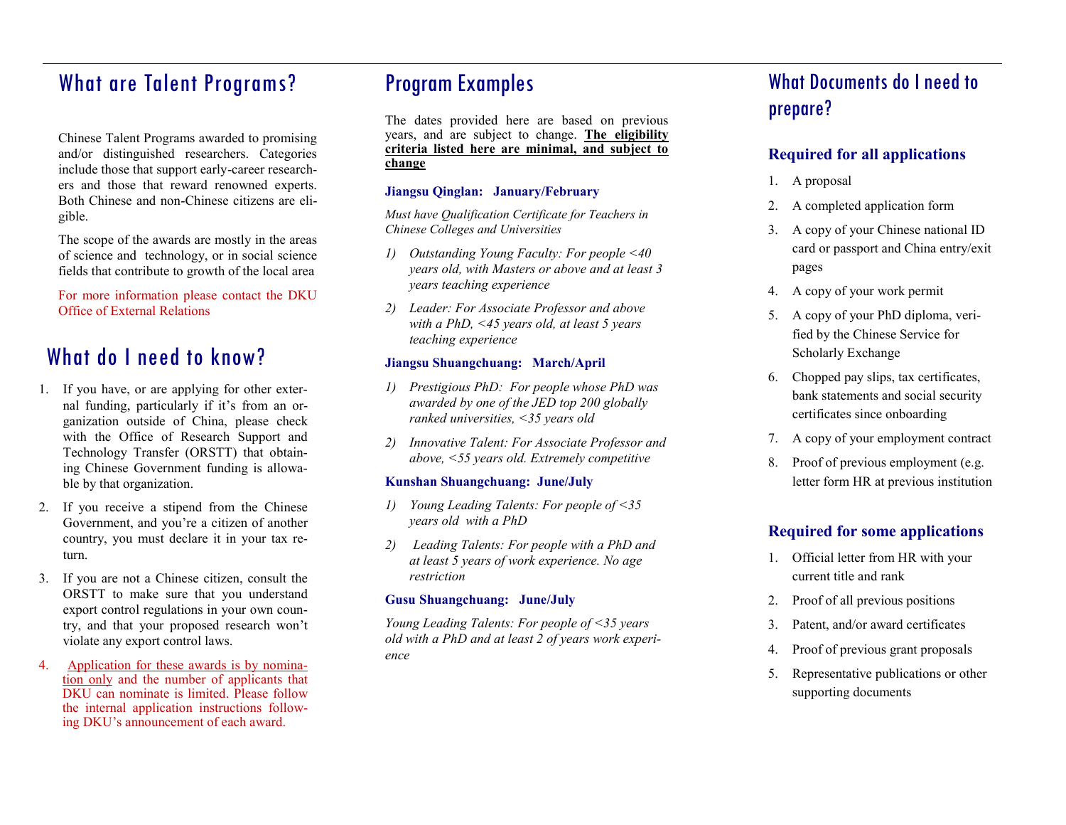## What are Talent Programs?

Chinese Talent Programs awarded to promising and/or distinguished researchers. Categories include those that support early-career researchers and those that reward renowned experts. Both Chinese and non-Chinese citizens are eligible.

The scope of the awards are mostly in the areas of science and technology, or in social science fields that contribute to growth of the local area

For more information please contact the DKU Office of External Relations

## What do I need to know?

1. If you have, or are applying for other external funding, particularly if it's from an organization outside of China, please check with the Office of Research Support and Technology Transfer (ORSTT) that obtaining Chinese Government funding is allowable by that organization.
2. If you receive a stipend from the Chinese Government, and you're a citizen of another country, you must declare it in your tax return.
3. If you are not a Chinese citizen, consult the ORSTT to make sure that you understand export control regulations in your own country, and that your proposed research won't violate any export control laws.
4. Application for these awards is by nomination only and the number of applicants that DKU can nominate is limited. Please follow the internal application instructions following DKU's announcement of each award.

## Program Examples

The dates provided here are based on previous years, and are subject to change. **The eligibility criteria listed here are minimal, and subject to change**

### Jiangsu Qinglan: January/February

*Must have Qualification Certificate for Teachers in Chinese Colleges and Universities*

1) *Outstanding Young Faculty: For people <40 years old, with Masters or above and at least 3 years teaching experience*
2) *Leader: For Associate Professor and above with a PhD, <45 years old, at least 5 years teaching experience*

### Jiangsu Shuangchuang: March/April

1) *Prestigious PhD: For people whose PhD was awarded by one of the JED top 200 globally ranked universities, <35 years old*
2) *Innovative Talent: For Associate Professor and above, <55 years old. Extremely competitive*

### Kunshan Shuangchuang: June/July

1) *Young Leading Talents: For people of <35 years old with a PhD*
2) *Leading Talents: For people with a PhD and at least 5 years of work experience. No age restriction*

### Gusu Shuangchuang: June/July

*Young Leading Talents: For people of <35 years old with a PhD and at least 2 of years work experience*

## What Documents do I need to prepare?

### Required for all applications

1. A proposal
2. A completed application form
3. A copy of your Chinese national ID card or passport and China entry/exit pages
4. A copy of your work permit
5. A copy of your PhD diploma, verified by the Chinese Service for Scholarly Exchange
6. Chopped pay slips, tax certificates, bank statements and social security certificates since onboarding
7. A copy of your employment contract
8. Proof of previous employment (e.g. letter form HR at previous institution

### Required for some applications

1. Official letter from HR with your current title and rank
2. Proof of all previous positions
3. Patent, and/or award certificates
4. Proof of previous grant proposals
5. Representative publications or other supporting documents